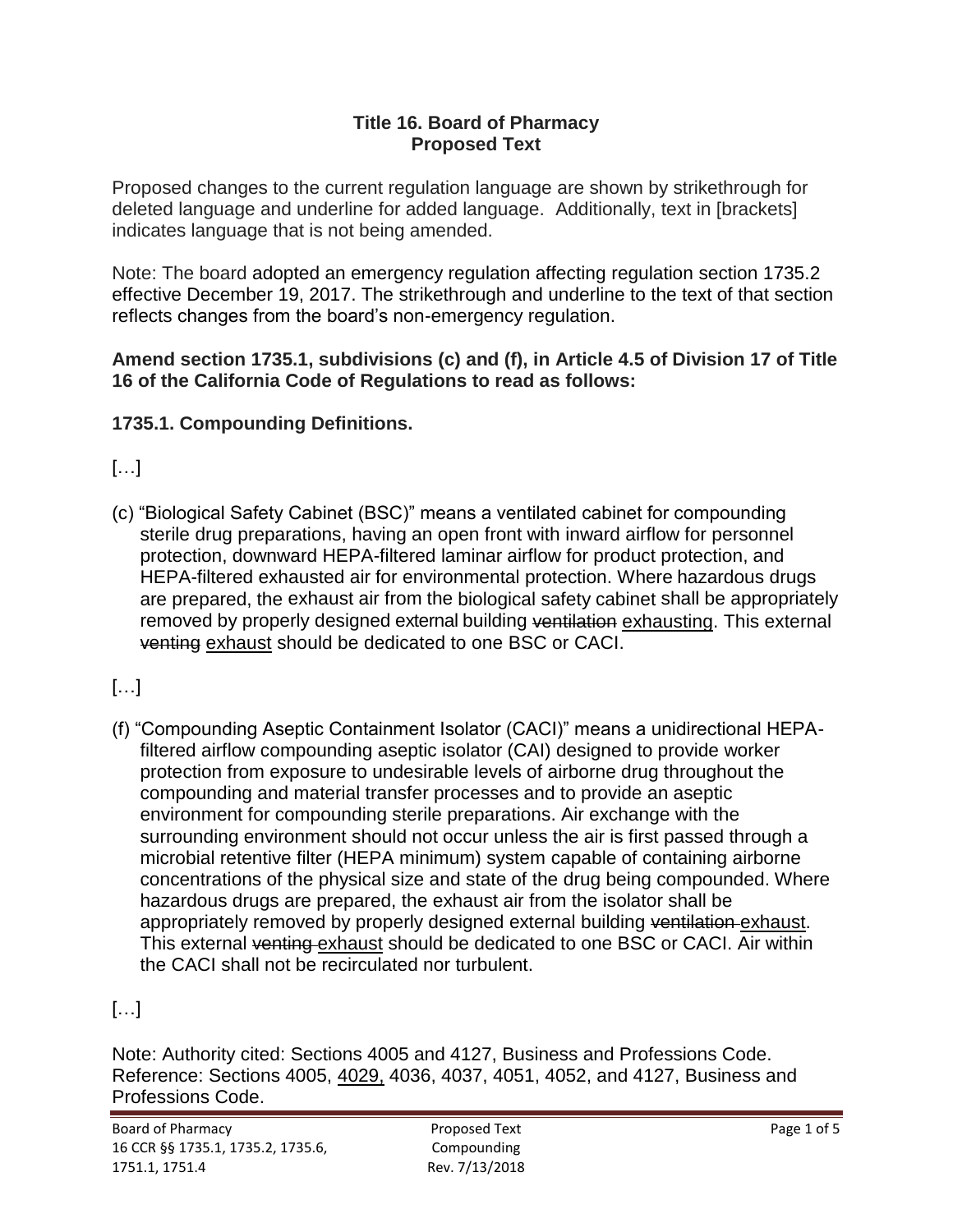**Title 16. Board of Pharmacy**
**Proposed Text**

Proposed changes to the current regulation language are shown by strikethrough for deleted language and underline for added language. Additionally, text in [brackets] indicates language that is not being amended.

Note: The board adopted an emergency regulation affecting regulation section 1735.2 effective December 19, 2017. The strikethrough and underline to the text of that section reflects changes from the board's non-emergency regulation.

**Amend section 1735.1, subdivisions (c) and (f), in Article 4.5 of Division 17 of Title 16 of the California Code of Regulations to read as follows:**

**1735.1. Compounding Definitions.**

[…]

(c) "Biological Safety Cabinet (BSC)" means a ventilated cabinet for compounding sterile drug preparations, having an open front with inward airflow for personnel protection, downward HEPA-filtered laminar airflow for product protection, and HEPA-filtered exhausted air for environmental protection. Where hazardous drugs are prepared, the exhaust air from the biological safety cabinet shall be appropriately removed by properly designed external building ~~ventilation~~ <u>exhausting</u>. This external ~~venting~~ <u>exhaust</u> should be dedicated to one BSC or CACI.

[…]

(f) "Compounding Aseptic Containment Isolator (CACI)" means a unidirectional HEPA-filtered airflow compounding aseptic isolator (CAI) designed to provide worker protection from exposure to undesirable levels of airborne drug throughout the compounding and material transfer processes and to provide an aseptic environment for compounding sterile preparations. Air exchange with the surrounding environment should not occur unless the air is first passed through a microbial retentive filter (HEPA minimum) system capable of containing airborne concentrations of the physical size and state of the drug being compounded. Where hazardous drugs are prepared, the exhaust air from the isolator shall be appropriately removed by properly designed external building ~~ventilation~~ <u>exhaust</u>. This external ~~venting~~ <u>exhaust</u> should be dedicated to one BSC or CACI. Air within the CACI shall not be recirculated nor turbulent.

[…]

Note: Authority cited: Sections 4005 and 4127, Business and Professions Code. Reference: Sections 4005, <u>4029,</u> 4036, 4037, 4051, 4052, and 4127, Business and Professions Code.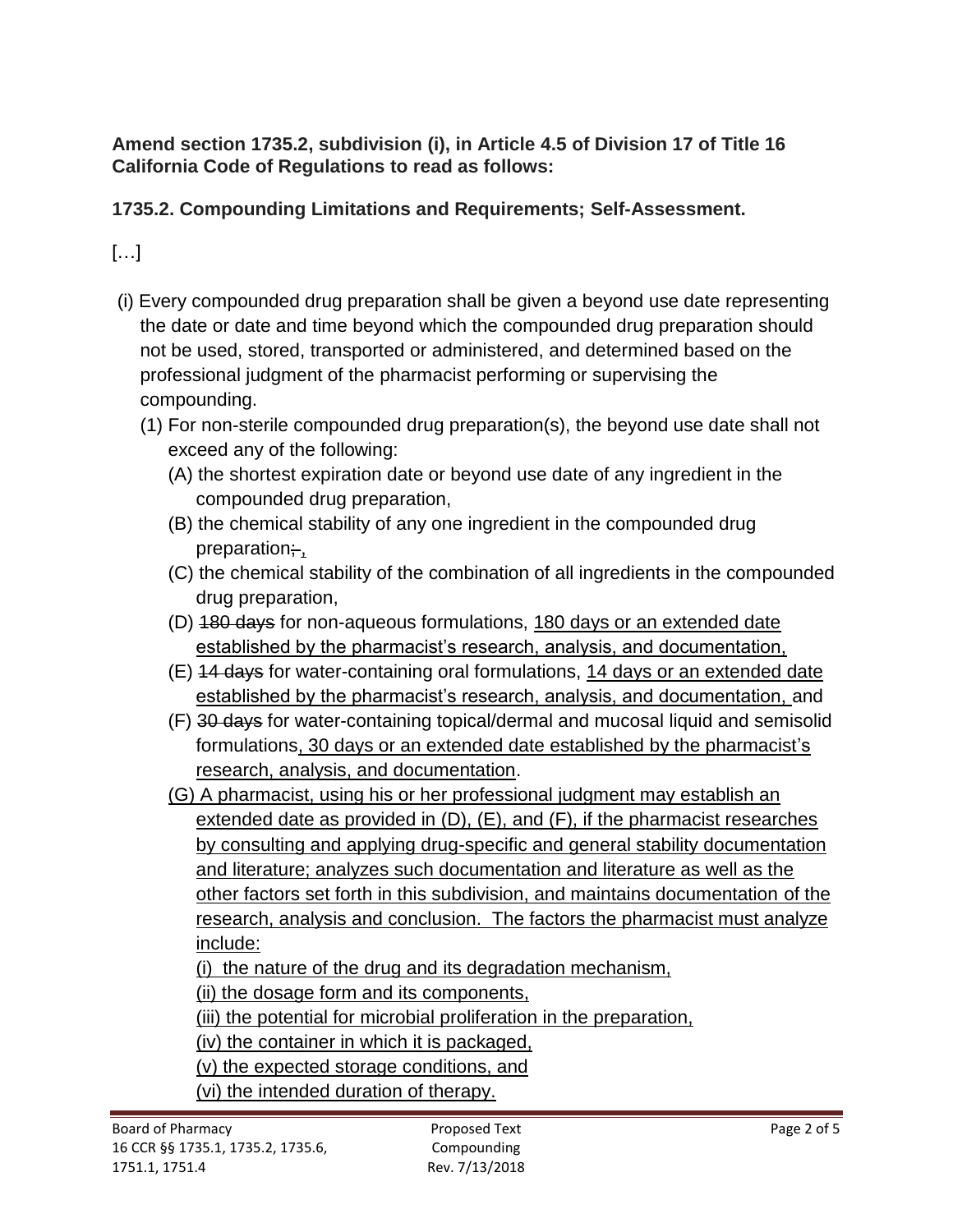**Amend section 1735.2, subdivision (i), in Article 4.5 of Division 17 of Title 16 California Code of Regulations to read as follows:**

**1735.2. Compounding Limitations and Requirements; Self-Assessment.**

[…]

(i) Every compounded drug preparation shall be given a beyond use date representing the date or date and time beyond which the compounded drug preparation should not be used, stored, transported or administered, and determined based on the professional judgment of the pharmacist performing or supervising the compounding.

- (1) For non-sterile compounded drug preparation(s), the beyond use date shall not exceed any of the following:
  - (A) the shortest expiration date or beyond use date of any ingredient in the compounded drug preparation,
  - (B) the chemical stability of any one ingredient in the compounded drug preparation~~;~~<u>,</u>
  - (C) the chemical stability of the combination of all ingredients in the compounded drug preparation,
  - (D) ~~180 days~~ for non-aqueous formulations, <u>180 days or an extended date established by the pharmacist's research, analysis, and documentation,</u>
  - (E) ~~14 days~~ for water-containing oral formulations, <u>14 days or an extended date established by the pharmacist's research, analysis, and documentation,</u> and
  - (F) ~~30 days~~ for water-containing topical/dermal and mucosal liquid and semisolid formulations<u>, 30 days or an extended date established by the pharmacist's research, analysis, and documentation</u>.
  - <u>(G) A pharmacist, using his or her professional judgment may establish an extended date as provided in (D), (E), and (F), if the pharmacist researches by consulting and applying drug-specific and general stability documentation and literature; analyzes such documentation and literature as well as the other factors set forth in this subdivision, and maintains documentation of the research, analysis and conclusion. The factors the pharmacist must analyze include:</u>
    - <u>(i) the nature of the drug and its degradation mechanism,</u>
    - <u>(ii) the dosage form and its components,</u>
    - <u>(iii) the potential for microbial proliferation in the preparation,</u>
    - <u>(iv) the container in which it is packaged,</u>
    - <u>(v) the expected storage conditions, and</u>
    - <u>(vi) the intended duration of therapy.</u>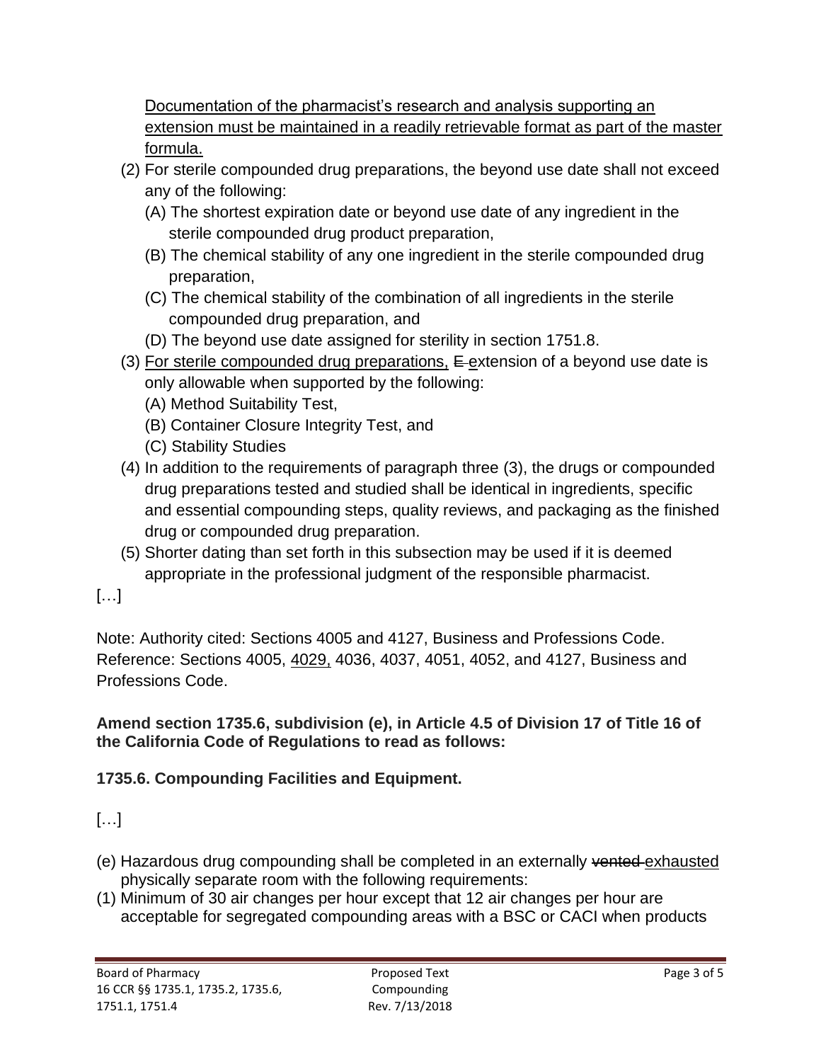<u>Documentation of the pharmacist's research and analysis supporting an extension must be maintained in a readily retrievable format as part of the master formula.</u>

(2) For sterile compounded drug preparations, the beyond use date shall not exceed any of the following:
   (A) The shortest expiration date or beyond use date of any ingredient in the sterile compounded drug product preparation,
   (B) The chemical stability of any one ingredient in the sterile compounded drug preparation,
   (C) The chemical stability of the combination of all ingredients in the sterile compounded drug preparation, and
   (D) The beyond use date assigned for sterility in section 1751.8.

(3) <u>For sterile compounded drug preparations,</u> ~~E~~ <u>e</u>xtension of a beyond use date is only allowable when supported by the following:
   (A) Method Suitability Test,
   (B) Container Closure Integrity Test, and
   (C) Stability Studies

(4) In addition to the requirements of paragraph three (3), the drugs or compounded drug preparations tested and studied shall be identical in ingredients, specific and essential compounding steps, quality reviews, and packaging as the finished drug or compounded drug preparation.

(5) Shorter dating than set forth in this subsection may be used if it is deemed appropriate in the professional judgment of the responsible pharmacist.

[…]

Note: Authority cited: Sections 4005 and 4127, Business and Professions Code. Reference: Sections 4005, <u>4029,</u> 4036, 4037, 4051, 4052, and 4127, Business and Professions Code.

**Amend section 1735.6, subdivision (e), in Article 4.5 of Division 17 of Title 16 of the California Code of Regulations to read as follows:**

**1735.6. Compounding Facilities and Equipment.**

[…]

(e) Hazardous drug compounding shall be completed in an externally ~~vented~~ <u>exhausted</u> physically separate room with the following requirements:

(1) Minimum of 30 air changes per hour except that 12 air changes per hour are acceptable for segregated compounding areas with a BSC or CACI when products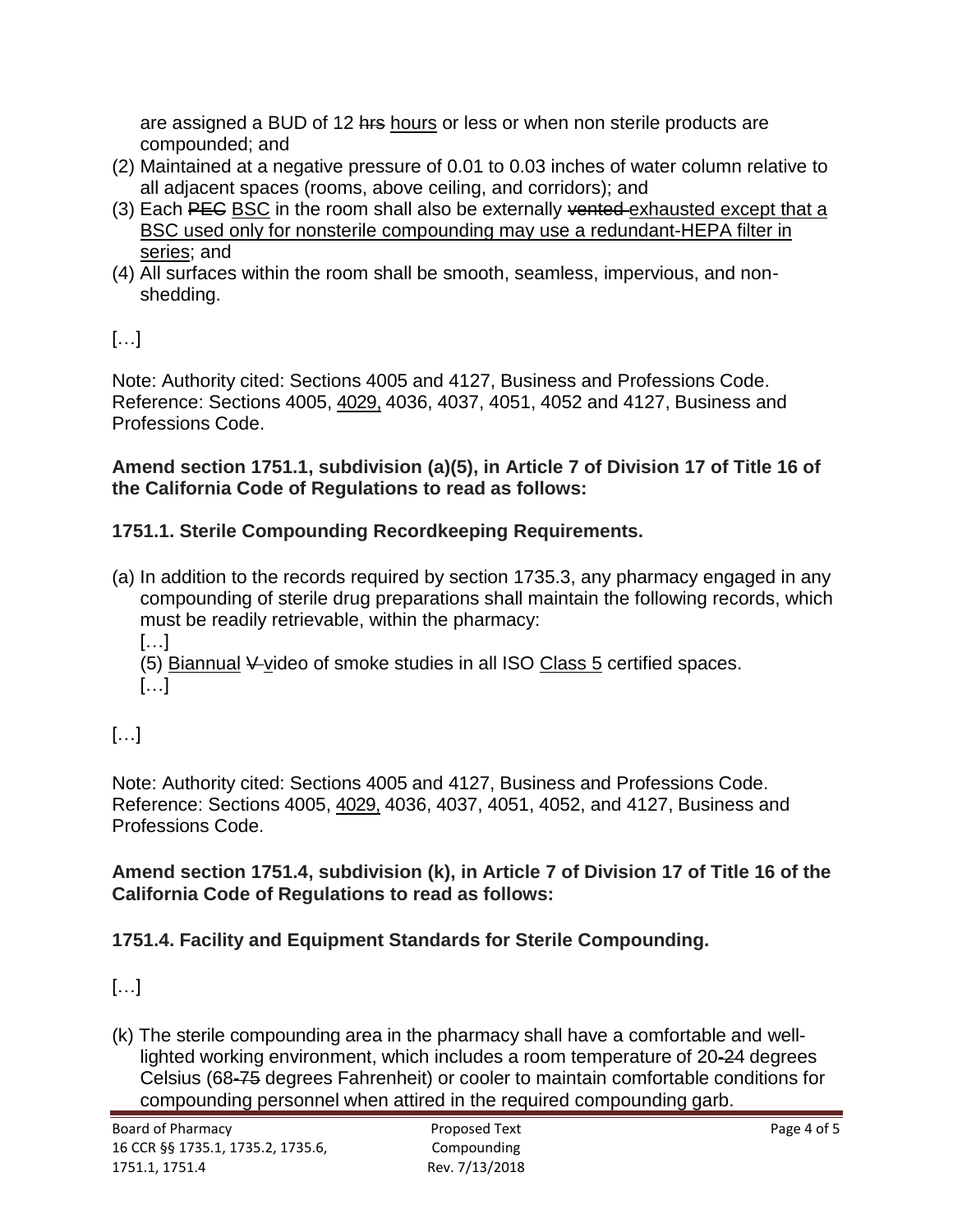are assigned a BUD of 12 ~~hrs~~ <u>hours</u> or less or when non sterile products are compounded; and

(2) Maintained at a negative pressure of 0.01 to 0.03 inches of water column relative to all adjacent spaces (rooms, above ceiling, and corridors); and

(3) Each ~~PEC~~ <u>BSC</u> in the room shall also be externally ~~vented~~ <u>exhausted except that a BSC used only for nonsterile compounding may use a redundant-HEPA filter in series</u>; and

(4) All surfaces within the room shall be smooth, seamless, impervious, and non-shedding.

[…]

Note: Authority cited: Sections 4005 and 4127, Business and Professions Code. Reference: Sections 4005, <u>4029,</u> 4036, 4037, 4051, 4052 and 4127, Business and Professions Code.

**Amend section 1751.1, subdivision (a)(5), in Article 7 of Division 17 of Title 16 of the California Code of Regulations to read as follows:**

**1751.1. Sterile Compounding Recordkeeping Requirements.**

(a) In addition to the records required by section 1735.3, any pharmacy engaged in any compounding of sterile drug preparations shall maintain the following records, which must be readily retrievable, within the pharmacy:

[…]

(5) <u>Biannual</u> ~~V~~ <u>v</u>ideo of smoke studies in all ISO <u>Class 5</u> certified spaces.

[…]

[…]

Note: Authority cited: Sections 4005 and 4127, Business and Professions Code. Reference: Sections 4005, <u>4029,</u> 4036, 4037, 4051, 4052, and 4127, Business and Professions Code.

**Amend section 1751.4, subdivision (k), in Article 7 of Division 17 of Title 16 of the California Code of Regulations to read as follows:**

**1751.4. Facility and Equipment Standards for Sterile Compounding.**

[…]

(k) The sterile compounding area in the pharmacy shall have a comfortable and well-lighted working environment, which includes a room temperature of 20~~-24~~ degrees Celsius (68~~-75~~ degrees Fahrenheit) or cooler to maintain comfortable conditions for compounding personnel when attired in the required compounding garb.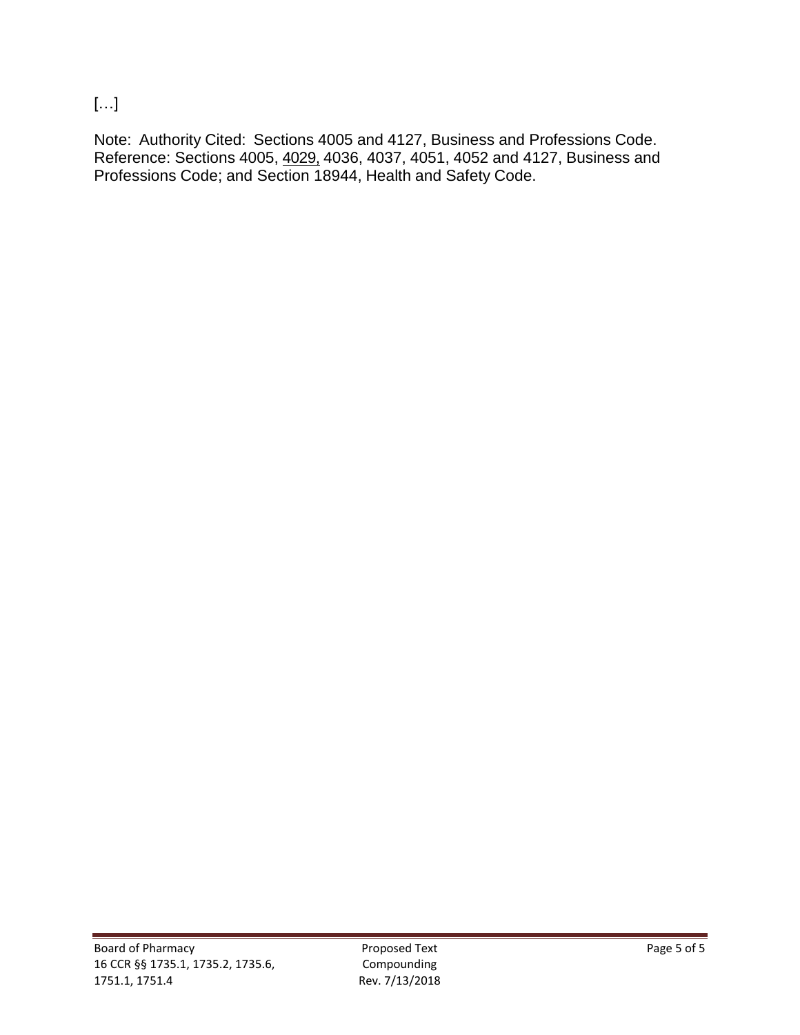[…]

Note: Authority Cited: Sections 4005 and 4127, Business and Professions Code. Reference: Sections 4005, <u>4029,</u> 4036, 4037, 4051, 4052 and 4127, Business and Professions Code; and Section 18944, Health and Safety Code.